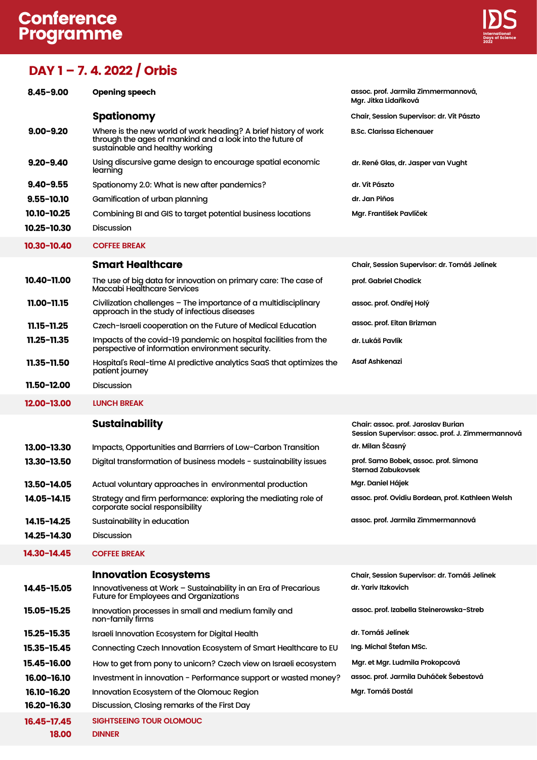# Conference Programme

International Days of Science 2022

## DAY 1 – 7. 4. 2022 / Orbis

| Time | Programme | Speaker |
|---|---|---|
| 8.45–9.00 | **Opening speech** | assoc. prof. Jarmila Zimmermannová, Mgr. Jitka Lidaříková |
| | **Spationomy** | Chair, Session Supervisor: dr. Vít Pászto |
| 9.00–9.20 | Where is the new world of work heading? A brief history of work through the ages of mankind and a look into the future of sustainable and healthy working | B.Sc. Clarissa Eichenauer |
| 9.20–9.40 | Using discursive game design to encourage spatial economic learning | dr. René Glas, dr. Jasper van Vught |
| 9.40–9.55 | Spationomy 2.0: What is new after pandemics? | dr. Vít Pászto |
| 9.55–10.10 | Gamification of urban planning | dr. Jan Piňos |
| 10.10–10.25 | Combining BI and GIS to target potential business locations | Mgr. František Pavlíček |
| 10.25–10.30 | Discussion | |
| 10.30–10.40 | COFFEE BREAK | |
| | **Smart Healthcare** | Chair, Session Supervisor: dr. Tomáš Jelínek |
| 10.40–11.00 | The use of big data for innovation on primary care: The case of Maccabi Healthcare Services | prof. Gabriel Chodick |
| 11.00–11.15 | Civilization challenges – The importance of a multidisciplinary approach in the study of infectious diseases | assoc. prof. Ondřej Holý |
| 11.15–11.25 | Czech-Israeli cooperation on the Future of Medical Education | assoc. prof. Eitan Brizman |
| 11.25–11.35 | Impacts of the covid-19 pandemic on hospital facilities from the perspective of information environment security. | dr. Lukáš Pavlík |
| 11.35–11.50 | Hospital's Real-time AI predictive analytics SaaS that optimizes the patient journey | Asaf Ashkenazi |
| 11.50–12.00 | Discussion | |
| 12.00–13.00 | LUNCH BREAK | |
| | **Sustainability** | Chair: assoc. prof. Jaroslav Burian<br>Session Supervisor: assoc. prof. J. Zimmermannová |
| 13.00–13.30 | Impacts, Opportunities and Barrriers of Low-Carbon Transition | dr. Milan Ščasný |
| 13.30–13.50 | Digital transformation of business models - sustainability issues | prof. Samo Bobek, assoc. prof. Simona Sternad Zabukovsek |
| 13.50–14.05 | Actual voluntary approaches in environmental production | Mgr. Daniel Hájek |
| 14.05–14.15 | Strategy and firm performance: exploring the mediating role of corporate social responsibility | assoc. prof. Ovidiu Bordean, prof. Kathleen Welsh |
| 14.15–14.25 | Sustainability in education | assoc. prof. Jarmila Zimmermannová |
| 14.25–14.30 | Discussion | |
| 14.30–14.45 | COFFEE BREAK | |
| | **Innovation Ecosystems** | Chair, Session Supervisor: dr. Tomáš Jelínek |
| 14.45–15.05 | Innovativeness at Work – Sustainability in an Era of Precarious Future for Employees and Organizations | dr. Yariv Itzkovich |
| 15.05–15.25 | Innovation processes in small and medium family and non-family firms | assoc. prof. Izabella Steinerowska-Streb |
| 15.25–15.35 | Israeli Innovation Ecosystem for Digital Health | dr. Tomáš Jelínek |
| 15.35–15.45 | Connecting Czech Innovation Ecosystem of Smart Healthcare to EU | Ing. Michal Štefan MSc. |
| 15.45–16.00 | How to get from pony to unicorn? Czech view on Israeli ecosystem | Mgr. et Mgr. Ludmila Prokopcová |
| 16.00–16.10 | Investment in innovation - Performance support or wasted money? | assoc. prof. Jarmila Duháček Šebestová |
| 16.10–16.20 | Innovation Ecosystem of the Olomouc Region | Mgr. Tomáš Dostál |
| 16.20–16.30 | Discussion, Closing remarks of the First Day | |
| 16.45–17.45 | SIGHTSEEING TOUR OLOMOUC | |
| 18.00 | DINNER | |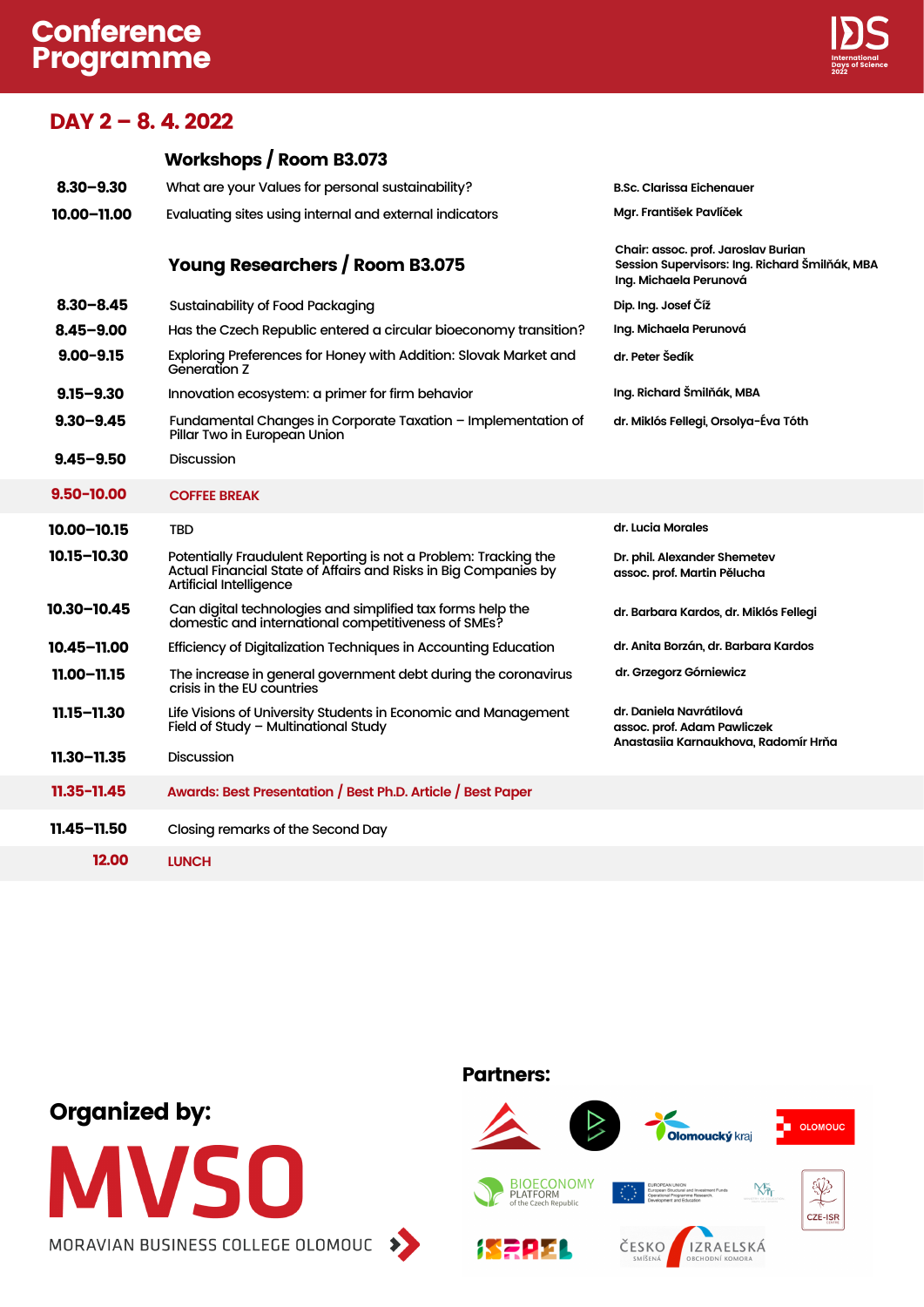# Conference Programme

IDS International Days of Science 2022

## DAY 2 – 8. 4. 2022

### Workshops / Room B3.073

| | | |
|---|---|---|
| 8.30–9.30 | What are your Values for personal sustainability? | B.Sc. Clarissa Eichenauer |
| 10.00–11.00 | Evaluating sites using internal and external indicators | Mgr. František Pavlíček |

### Young Researchers / Room B3.075

Chair: assoc. prof. Jaroslav Burian
Session Supervisors: Ing. Richard Šmilňák, MBA
Ing. Michaela Perunová

| | | |
|---|---|---|
| 8.30–8.45 | Sustainability of Food Packaging | Dip. Ing. Josef Číž |
| 8.45–9.00 | Has the Czech Republic entered a circular bioeconomy transition? | Ing. Michaela Perunová |
| 9.00–9.15 | Exploring Preferences for Honey with Addition: Slovak Market and Generation Z | dr. Peter Šedík |
| 9.15–9.30 | Innovation ecosystem: a primer for firm behavior | Ing. Richard Šmilňák, MBA |
| 9.30–9.45 | Fundamental Changes in Corporate Taxation – Implementation of Pillar Two in European Union | dr. Miklós Fellegi, Orsolya-Éva Tóth |
| 9.45–9.50 | Discussion | |
| 9.50–10.00 | COFFEE BREAK | |
| 10.00–10.15 | TBD | dr. Lucia Morales |
| 10.15–10.30 | Potentially Fraudulent Reporting is not a Problem: Tracking the Actual Financial State of Affairs and Risks in Big Companies by Artificial Intelligence | Dr. phil. Alexander Shemetev, assoc. prof. Martin Pělucha |
| 10.30–10.45 | Can digital technologies and simplified tax forms help the domestic and international competitiveness of SMEs? | dr. Barbara Kardos, dr. Miklós Fellegi |
| 10.45–11.00 | Efficiency of Digitalization Techniques in Accounting Education | dr. Anita Borzán, dr. Barbara Kardos |
| 11.00–11.15 | The increase in general government debt during the coronavirus crisis in the EU countries | dr. Grzegorz Górniewicz |
| 11.15–11.30 | Life Visions of University Students in Economic and Management Field of Study – Multinational Study | dr. Daniela Navrátilová, assoc. prof. Adam Pawliczek, Anastasiia Karnaukhova, Radomír Hrňa |
| 11.30–11.35 | Discussion | |
| 11.35–11.45 | Awards: Best Presentation / Best Ph.D. Article / Best Paper | |
| 11.45–11.50 | Closing remarks of the Second Day | |
| 12.00 | LUNCH | |

**Organized by:**

MVSO
MORAVIAN BUSINESS COLLEGE OLOMOUC

**Partners:**

Olomoucký kraj
OLOMOUC
BIOECONOMY PLATFORM of the Czech Republic
CZE-ISR
ISRAEL
ČESKO IZRAELSKÁ SMÍŠENÁ OBCHODNÍ KOMORA